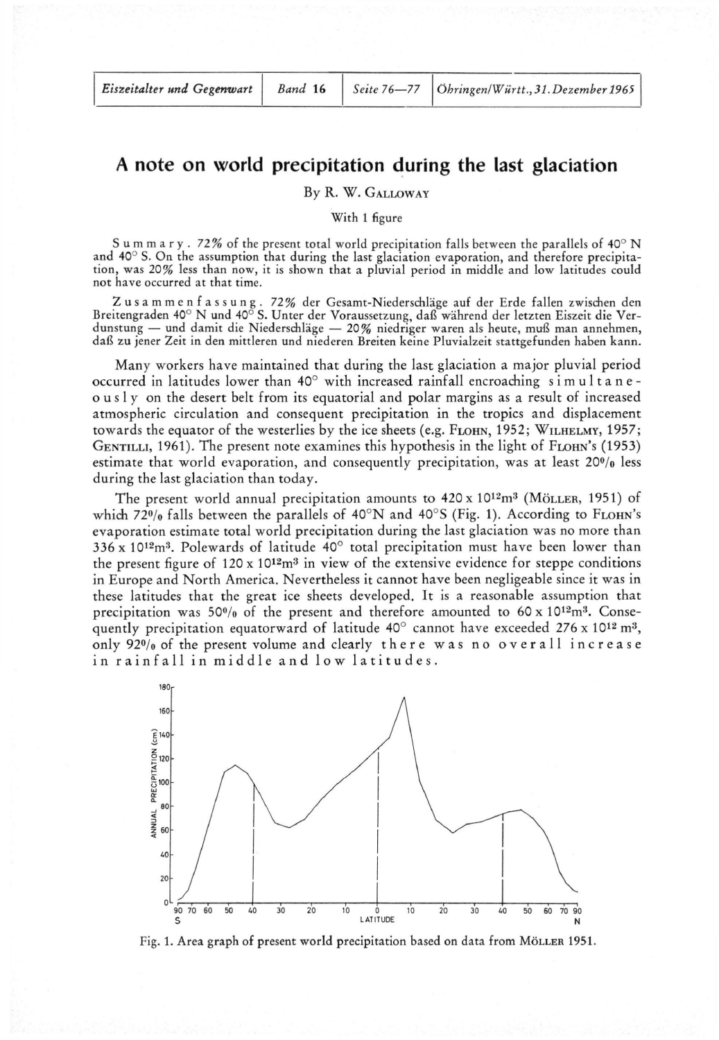# A note on world precipitation during the last glaciation

By R. W. Galloway

With 1 figure

S u m m a r y . 72% of the present total world precipitation falls between the parallels of 40° N and 40° S. On the assumption that during the last glaciation evaporation, and therefore precipitation, was 20% less than now, it is shown that a pluvial period in middle and low latitudes could not have occurred at that time.

Z u s a m m e n f a s s u n g . 72% der Gesamt-Niederschläge auf der Erde fallen zwischen den Breitengraden 40° N und 40° S. Unter der Voraussetzung, daß während der letzten Eiszeit die Verdunstung — und damit die Niederschläge — 20% niedriger waren als heute, muß man annehmen, daß zu jener Zeit in den mittleren und niederen Breiten keine Pluvialzeit stattgefunden haben kann.

Many workers have maintained that during the last glaciation a major pluvial period occurred in latitudes lower than 40° with increased rainfall encroaching s i m u l t a n e o u s l y on the desert belt from its equatorial and polar margins as a result of increased atmospheric circulation and consequent precipitation in the tropics and displacement towards the equator of the westerlies by the ice sheets (e.g. Flohn, 1952; Wilhelmy, 1957; Gentilli, 1961). The present note examines this hypothesis in the light of Flohn's (1953) estimate that world evaporation, and consequently precipitation, was at least 20% less during the last glaciation than today.

The present world annual precipitation amounts to $420 \times 10^{12} m^3$ (Möller, 1951) of which 72% falls between the parallels of 40°N and 40°S (Fig. 1). According to Flohn's evaporation estimate total world precipitation during the last glaciation was no more than $336 \times 10^{12} m^3$. Polewards of latitude 40° total precipitation must have been lower than the present figure of $120 \times 10^{12} m^3$ in view of the extensive evidence for steppe conditions in Europe and North America. Nevertheless it cannot have been negligeable since it was in these latitudes that the great ice sheets developed. It is a reasonable assumption that precipitation was 50% of the present and therefore amounted to $60 \times 10^{12} m^3$. Consequently precipitation equatorward of latitude 40° cannot have exceeded $276 \times 10^{12} m^3$, only 92% of the present volume and clearly t h e r e w a s n o o v e r a l l i n c r e a s e i n r a i n f a l l i n m i d d l e a n d l o w l a t i t u d e s .

Fig. 1. Area graph of present world precipitation based on data from Möller 1951.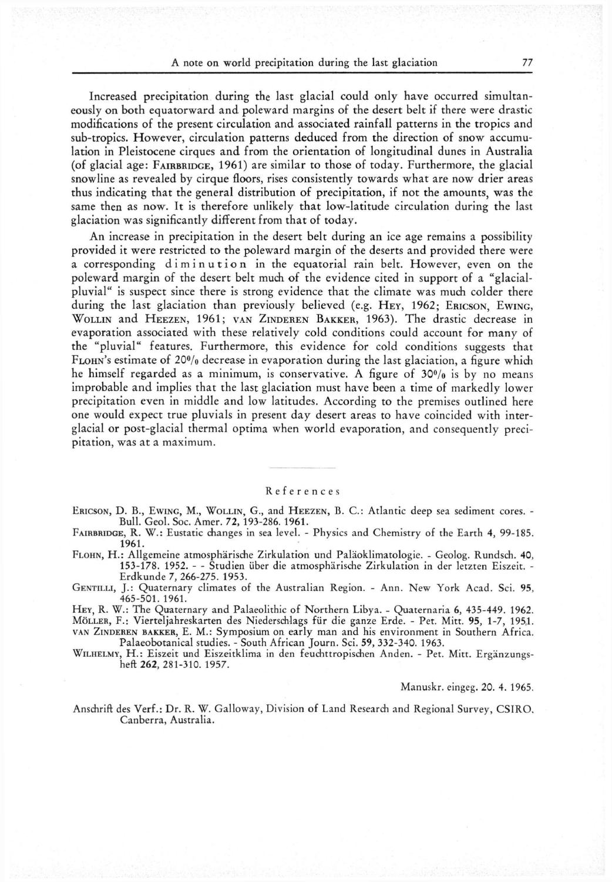Increased precipitation during the last glacial could only have occurred simultaneously on both equatorward and poleward margins of the desert belt if there were drastic modifications of the present circulation and associated rainfall patterns in the tropics and sub-tropics. However, circulation patterns deduced from the direction of snow accumulation in Pleistocene cirques and from the orientation of longitudinal dunes in Australia (of glacial age: FAIRBRIDGE, 1961) are similar to those of today. Furthermore, the glacial snowline as revealed by cirque floors, rises consistently towards what are now drier areas thus indicating that the general distribution of precipitation, if not the amounts, was the same then as now. It is therefore unlikely that low-latitude circulation during the last glaciation was significantly different from that of today.

An increase in precipitation in the desert belt during an ice age remains a possibility provided it were restricted to the poleward margin of the deserts and provided there were a corresponding d i m i n u t i o n in the equatorial rain belt. However, even on the poleward margin of the desert belt much of the evidence cited in support of a "glacial-pluvial" is suspect since there is strong evidence that the climate was much colder there during the last glaciation than previously believed (e.g. HEY, 1962; ERICSON, EWING, WOLLIN and HEEZEN, 1961; VAN ZINDEREN BAKKER, 1963). The drastic decrease in evaporation associated with these relatively cold conditions could account for many of the "pluvial" features. Furthermore, this evidence for cold conditions suggests that FLOHN's estimate of 20% decrease in evaporation during the last glaciation, a figure which he himself regarded as a minimum, is conservative. A figure of 30% is by no means improbable and implies that the last glaciation must have been a time of markedly lower precipitation even in middle and low latitudes. According to the premises outlined here one would expect true pluvials in present day desert areas to have coincided with interglacial or post-glacial thermal optima when world evaporation, and consequently precipitation, was at a maximum.

## References

ERICSON, D. B., EWING, M., WOLLIN, G., and HEEZEN, B. C.: Atlantic deep sea sediment cores. - Bull. Geol. Soc. Amer. **72**, 193-286. 1961.

FAIRBRIDGE, R. W.: Eustatic changes in sea level. - Physics and Chemistry of the Earth **4**, 99-185. 1961.

FLOHN, H.: Allgemeine atmosphärische Zirkulation und Paläoklimatologie. - Geolog. Rundsch. **40**, 153-178. 1952. - - Studien über die atmosphärische Zirkulation in der letzten Eiszeit. - Erdkunde **7**, 266-275. 1953.

GENTILLI, J.: Quaternary climates of the Australian Region. - Ann. New York Acad. Sci. **95**, 465-501. 1961.

HEY, R. W.: The Quaternary and Palaeolithic of Northern Libya. - Quaternaria **6**, 435-449. 1962.

MÖLLER, F.: Vierteljahreskarten des Niederschlags für die ganze Erde. - Pet. Mitt. **95**, 1-7, 1951.

VAN ZINDEREN BAKKER, E. M.: Symposium on early man and his environment in Southern Africa. Palaeobotanical studies. - South African Journ. Sci. **59**, 332-340. 1963.

WILHELMY, H.: Eiszeit und Eiszeitklima in den feuchttropischen Anden. - Pet. Mitt. Ergänzungsheft **262**, 281-310. 1957.

Manuskr. eingeg. 20. 4. 1965.

Anschrift des Verf.: Dr. R. W. Galloway, Division of Land Research and Regional Survey, CSIRO, Canberra, Australia.